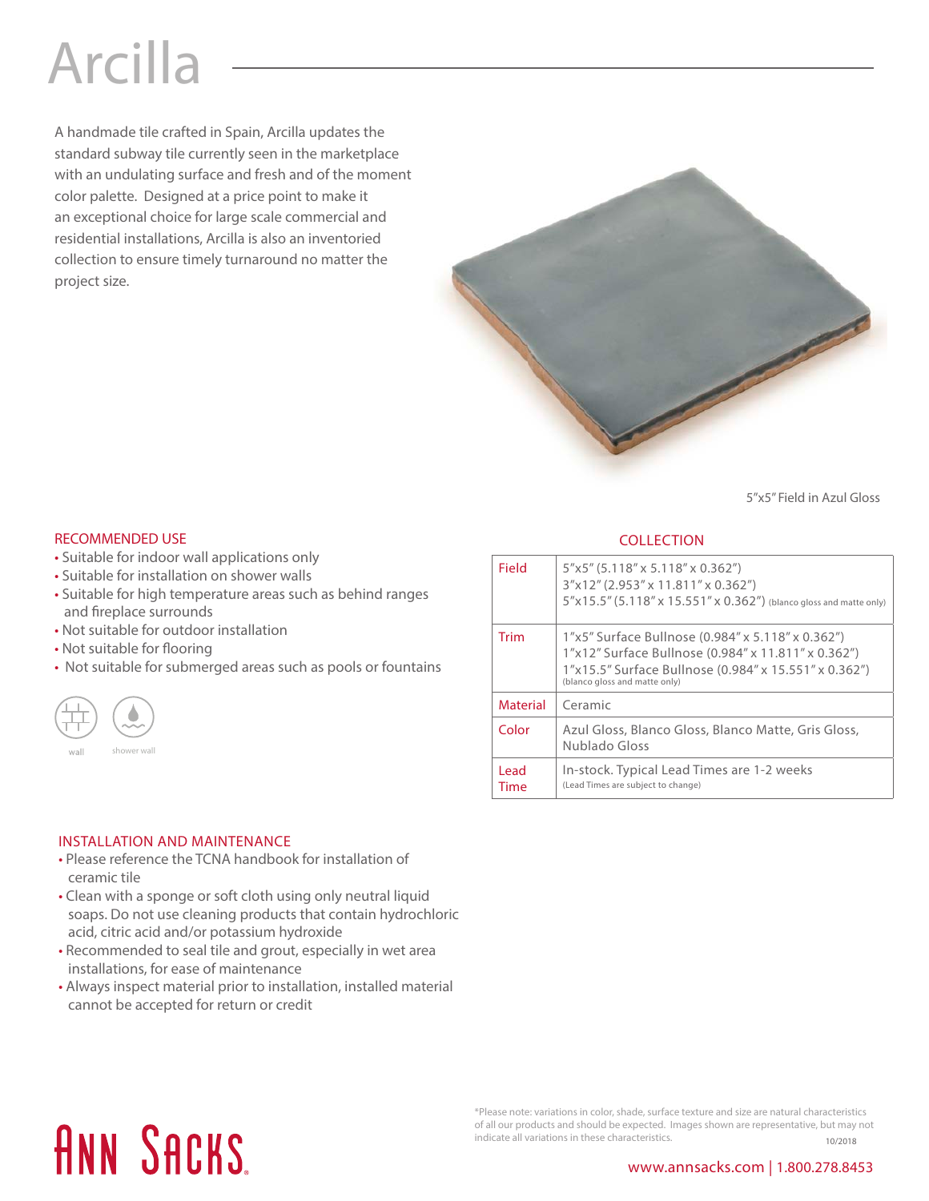# Arcilla

A handmade tile crafted in Spain, Arcilla updates the standard subway tile currently seen in the marketplace with an undulating surface and fresh and of the moment color palette. Designed at a price point to make it an exceptional choice for large scale commercial and residential installations, Arcilla is also an inventoried collection to ensure timely turnaround no matter the project size.

5"x5" Field in Azul Gloss

## RECOMMENDED USE

- Suitable for indoor wall applications only
- Suitable for installation on shower walls
- Suitable for high temperature areas such as behind ranges and fireplace surrounds
- Not suitable for outdoor installation
- Not suitable for flooring
- Not suitable for submerged areas such as pools or fountains

wall shower wall

## COLLECTION

| | |
|---|---|
| Field | 5"x5" (5.118" x 5.118" x 0.362")<br>3"x12" (2.953" x 11.811" x 0.362")<br>5"x15.5" (5.118" x 15.551" x 0.362") (blanco gloss and matte only) |
| Trim | 1"x5" Surface Bullnose (0.984" x 5.118" x 0.362")<br>1"x12" Surface Bullnose (0.984" x 11.811" x 0.362")<br>1"x15.5" Surface Bullnose (0.984" x 15.551" x 0.362")<br>(blanco gloss and matte only) |
| Material | Ceramic |
| Color | Azul Gloss, Blanco Gloss, Blanco Matte, Gris Gloss, Nublado Gloss |
| Lead Time | In-stock. Typical Lead Times are 1-2 weeks<br>(Lead Times are subject to change) |

## INSTALLATION AND MAINTENANCE

- Please reference the TCNA handbook for installation of ceramic tile
- Clean with a sponge or soft cloth using only neutral liquid soaps. Do not use cleaning products that contain hydrochloric acid, citric acid and/or potassium hydroxide
- Recommended to seal tile and grout, especially in wet area installations, for ease of maintenance
- Always inspect material prior to installation, installed material cannot be accepted for return or credit

ANN SACKS

*Please note: variations in color, shade, surface texture and size are natural characteristics of all our products and should be expected. Images shown are representative, but may not indicate all variations in these characteristics.

10/2018

www.annsacks.com | 1.800.278.8453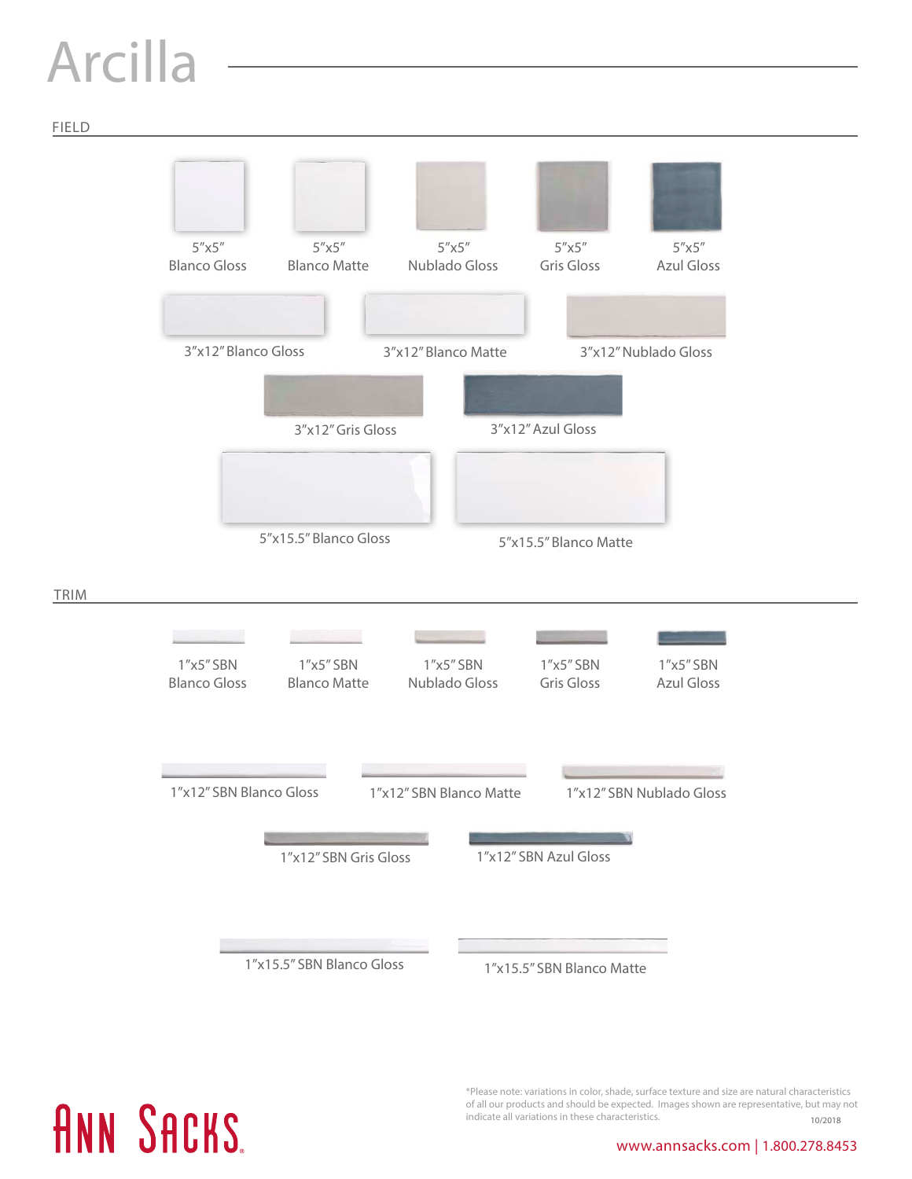# Arcilla

## FIELD

5″x5″
Blanco Gloss

5″x5″
Blanco Matte

5″x5″
Nublado Gloss

5″x5″
Gris Gloss

5″x5″
Azul Gloss

3″x12″ Blanco Gloss

3″x12″ Blanco Matte

3″x12″ Nublado Gloss

3″x12″ Gris Gloss

3″x12″ Azul Gloss

5″x15.5″ Blanco Gloss

5″x15.5″ Blanco Matte

## TRIM

1″x5″ SBN
Blanco Gloss

1″x5″ SBN
Blanco Matte

1″x5″ SBN
Nublado Gloss

1″x5″ SBN
Gris Gloss

1″x5″ SBN
Azul Gloss

1″x12″ SBN Blanco Gloss

1″x12″ SBN Blanco Matte

1″x12″ SBN Nublado Gloss

1″x12″ SBN Gris Gloss

1″x12″ SBN Azul Gloss

1″x15.5″ SBN Blanco Gloss

1″x15.5″ SBN Blanco Matte

ANN SACKS

*Please note: variations in color, shade, surface texture and size are natural characteristics of all our products and should be expected. Images shown are representative, but may not indicate all variations in these characteristics.

10/2018

www.annsacks.com | 1.800.278.8453